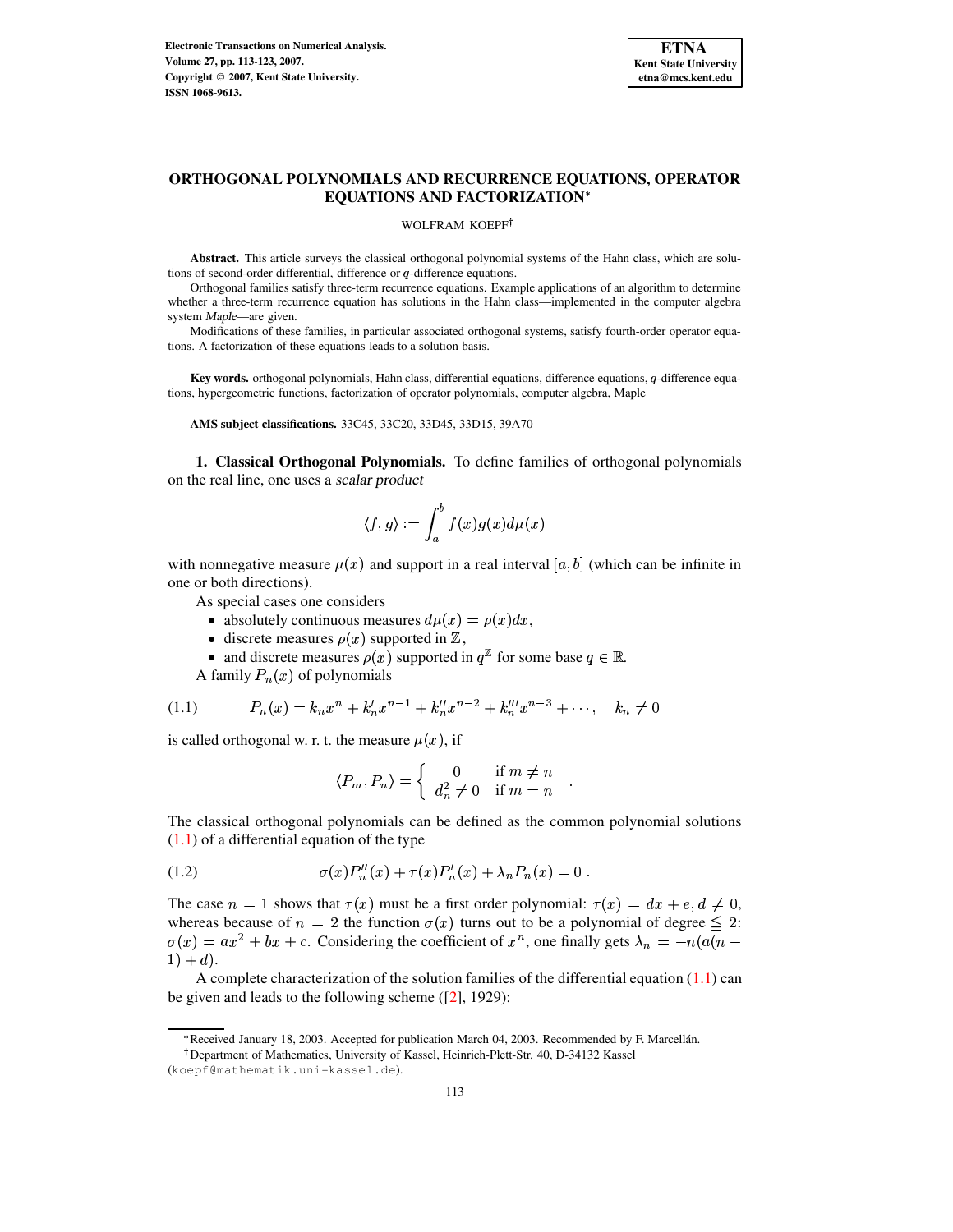# ORTHOGONAL POLYNOMIALS AND RECURRENCE EQUATIONS, OPERATOR EQUATIONS AND FACTORIZATION*

WOLFRAM KOEPF†

**Abstract.** This article surveys the classical orthogonal polynomial systems of the Hahn class, which are solutions of second-order differential, difference or $q$-difference equations.

Orthogonal families satisfy three-term recurrence equations. Example applications of an algorithm to determine whether a three-term recurrence equation has solutions in the Hahn class—implemented in the computer algebra system *Maple*—are given.

Modifications of these families, in particular associated orthogonal systems, satisfy fourth-order operator equations. A factorization of these equations leads to a solution basis.

**Key words.** orthogonal polynomials, Hahn class, differential equations, difference equations, $q$-difference equations, hypergeometric functions, factorization of operator polynomials, computer algebra, Maple

**AMS subject classifications.** 33C45, 33C20, 33D45, 33D15, 39A70

## 1. Classical Orthogonal Polynomials.

To define families of orthogonal polynomials on the real line, one uses a *scalar product*

$$\langle f, g\rangle := \int_a^b f(x)g(x)d\mu(x)$$

with nonnegative measure $\mu(x)$ and support in a real interval $[a, b]$ (which can be infinite in one or both directions).

As special cases one considers

- absolutely continuous measures $d\mu(x) = \rho(x)dx$,
- discrete measures $\rho(x)$ supported in $\mathbb{Z}$,
- and discrete measures $\rho(x)$ supported in $q^{\mathbb{Z}}$ for some base $q \in \mathbb{R}$.

A family $P_n(x)$ of polynomials

$$P_n(x) = k_n x^n + k_n' x^{n-1} + k_n'' x^{n-2} + k_n''' x^{n-3} + \cdots, \quad k_n \neq 0 \tag{1.1}$$

is called orthogonal w. r. t. the measure $\mu(x)$, if

$$\langle P_m, P_n\rangle = \begin{cases} 0 & \text{if } m \neq n \\ d_n^2 \neq 0 & \text{if } m = n \end{cases} .$$

The classical orthogonal polynomials can be defined as the common polynomial solutions (1.1) of a differential equation of the type

$$\sigma(x)P_n''(x) + \tau(x)P_n'(x) + \lambda_n P_n(x) = 0 . \tag{1.2}$$

The case $n = 1$ shows that $\tau(x)$ must be a first order polynomial: $\tau(x) = dx + e, d \neq 0$, whereas because of $n = 2$ the function $\sigma(x)$ turns out to be a polynomial of degree $\leqq 2$: $\sigma(x) = ax^2 + bx + c$. Considering the coefficient of $x^n$, one finally gets $\lambda_n = -n(a(n-1) + d)$.

A complete characterization of the solution families of the differential equation (1.1) can be given and leads to the following scheme ([2], 1929):

---

*Received January 18, 2003. Accepted for publication March 04, 2003. Recommended by F. Marcellán.

†Department of Mathematics, University of Kassel, Heinrich-Plett-Str. 40, D-34132 Kassel (koepf@mathematik.uni-kassel.de).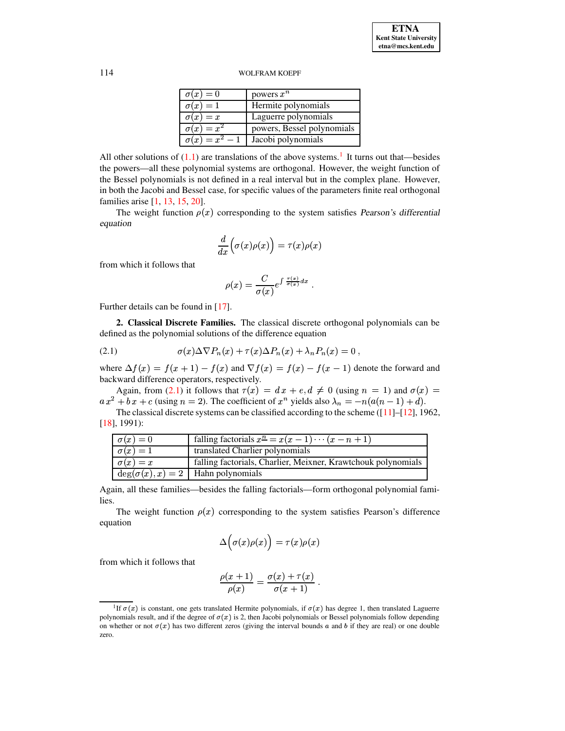| $\sigma(x) = 0$ | powers $x^n$ |
|---|---|
| $\sigma(x) = 1$ | Hermite polynomials |
| $\sigma(x) = x$ | Laguerre polynomials |
| $\sigma(x) = x^2$ | powers, Bessel polynomials |
| $\sigma(x) = x^2 - 1$ | Jacobi polynomials |

All other solutions of (1.1) are translations of the above systems.[1] It turns out that—besides the powers—all these polynomial systems are orthogonal. However, the weight function of the Bessel polynomials is not defined in a real interval but in the complex plane. However, in both the Jacobi and Bessel case, for specific values of the parameters finite real orthogonal families arise [1, 13, 15, 20].

The weight function $\rho(x)$ corresponding to the system satisfies *Pearson's differential equation*

$$\frac{d}{dx}\Big(\sigma(x)\rho(x)\Big) = \tau(x)\rho(x)$$

from which it follows that

$$\rho(x) = \frac{C}{\sigma(x)} e^{\int \frac{\tau(x)}{\sigma(x)}\,dx} .$$

Further details can be found in [17].

**2. Classical Discrete Families.** The classical discrete orthogonal polynomials can be defined as the polynomial solutions of the difference equation

$$\sigma(x)\Delta\nabla P_n(x) + \tau(x)\Delta P_n(x) + \lambda_n P_n(x) = 0 \,, \tag{2.1}$$

where $\Delta f(x) = f(x+1) - f(x)$ and $\nabla f(x) = f(x) - f(x-1)$ denote the forward and backward difference operators, respectively.

Again, from (2.1) it follows that $\tau(x) = d\,x + e, d \neq 0$ (using $n = 1$) and $\sigma(x) = a\,x^2 + b\,x + c$ (using $n = 2$). The coefficient of $x^n$ yields also $\lambda_n = -n(a(n-1) + d)$.

The classical discrete systems can be classified according to the scheme ([11]–[12], 1962, [18], 1991):

| $\sigma(x) = 0$ | falling factorials $x^{\underline{n}} = x(x-1)\cdots(x-n+1)$ |
|---|---|
| $\sigma(x) = 1$ | translated Charlier polynomials |
| $\sigma(x) = x$ | falling factorials, Charlier, Meixner, Krawtchouk polynomials |
| $\deg(\sigma(x), x) = 2$ | Hahn polynomials |

Again, all these families—besides the falling factorials—form orthogonal polynomial families.

The weight function $\rho(x)$ corresponding to the system satisfies Pearson's difference equation

$$\Delta\Big(\sigma(x)\rho(x)\Big) = \tau(x)\rho(x)$$

from which it follows that

$$\frac{\rho(x+1)}{\rho(x)} = \frac{\sigma(x) + \tau(x)}{\sigma(x+1)} .$$

[1] If $\sigma(x)$ is constant, one gets translated Hermite polynomials, if $\sigma(x)$ has degree 1, then translated Laguerre polynomials result, and if the degree of $\sigma(x)$ is 2, then Jacobi polynomials or Bessel polynomials follow depending on whether or not $\sigma(x)$ has two different zeros (giving the interval bounds $a$ and $b$ if they are real) or one double zero.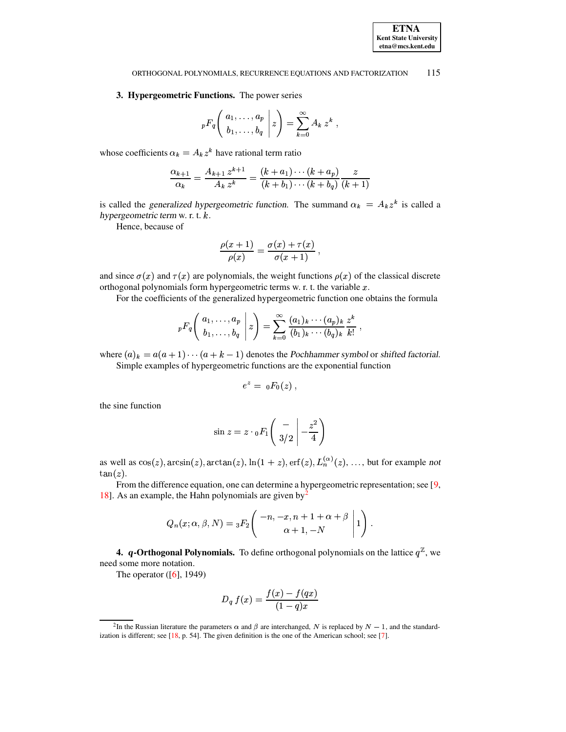## 3. Hypergeometric Functions.

The power series

$$
{}_pF_q\left(\begin{array}{c} a_1,\ldots,a_p \\ b_1,\ldots,b_q \end{array}\middle|\, z\right) = \sum_{k=0}^{\infty} A_k\, z^k\,,
$$

whose coefficients $\alpha_k = A_k\, z^k$ have rational term ratio

$$
\frac{\alpha_{k+1}}{\alpha_k} = \frac{A_{k+1}\, z^{k+1}}{A_k\, z^k} = \frac{(k+a_1)\cdots(k+a_p)}{(k+b_1)\cdots(k+b_q)}\,\frac{z}{(k+1)}
$$

is called the *generalized hypergeometric function*. The summand $\alpha_k = A_k z^k$ is called a *hypergeometric term* w. r. t. $k$.

Hence, because of

$$
\frac{\rho(x+1)}{\rho(x)} = \frac{\sigma(x)+\tau(x)}{\sigma(x+1)}\,,
$$

and since $\sigma(x)$ and $\tau(x)$ are polynomials, the weight functions $\rho(x)$ of the classical discrete orthogonal polynomials form hypergeometric terms w. r. t. the variable $x$.

For the coefficients of the generalized hypergeometric function one obtains the formula

$$
{}_pF_q\left(\begin{array}{c} a_1,\ldots,a_p \\ b_1,\ldots,b_q \end{array}\middle|\, z\right) = \sum_{k=0}^{\infty} \frac{(a_1)_k\cdots(a_p)_k}{(b_1)_k\cdots(b_q)_k}\,\frac{z^k}{k!}\,,
$$

where $(a)_k = a(a+1)\cdots(a+k-1)$ denotes the *Pochhammer symbol* or *shifted factorial*.

Simple examples of hypergeometric functions are the exponential function

$$
e^z = {}_0F_0(z)\,,
$$

the sine function

$$
\sin z = z\cdot {}_0F_1\left(\begin{array}{c} - \\ 3/2 \end{array}\middle|\, -\frac{z^2}{4}\right)
$$

as well as $\cos(z), \arcsin(z), \arctan(z), \ln(1+z), \operatorname{erf}(z), L_n^{(\alpha)}(z), \ldots$, but for example *not* $\tan(z)$.

From the difference equation, one can determine a hypergeometric representation; see [9, 18]. As an example, the Hahn polynomials are given by[2]

$$
Q_n(x;\alpha,\beta,N) = {}_3F_2\left(\begin{array}{c} -n, -x, n+1+\alpha+\beta \\ \alpha+1, -N \end{array}\middle|\, 1\right).
$$

## 4. $q$-Orthogonal Polynomials.

To define orthogonal polynomials on the lattice $q^{\mathbb{Z}}$, we need some more notation.

The operator ([6], 1949)

$$
D_q\, f(x) = \frac{f(x)-f(qx)}{(1-q)x}
$$

---

[2] In the Russian literature the parameters $\alpha$ and $\beta$ are interchanged, $N$ is replaced by $N-1$, and the standardization is different; see [18, p. 54]. The given definition is the one of the American school; see [7].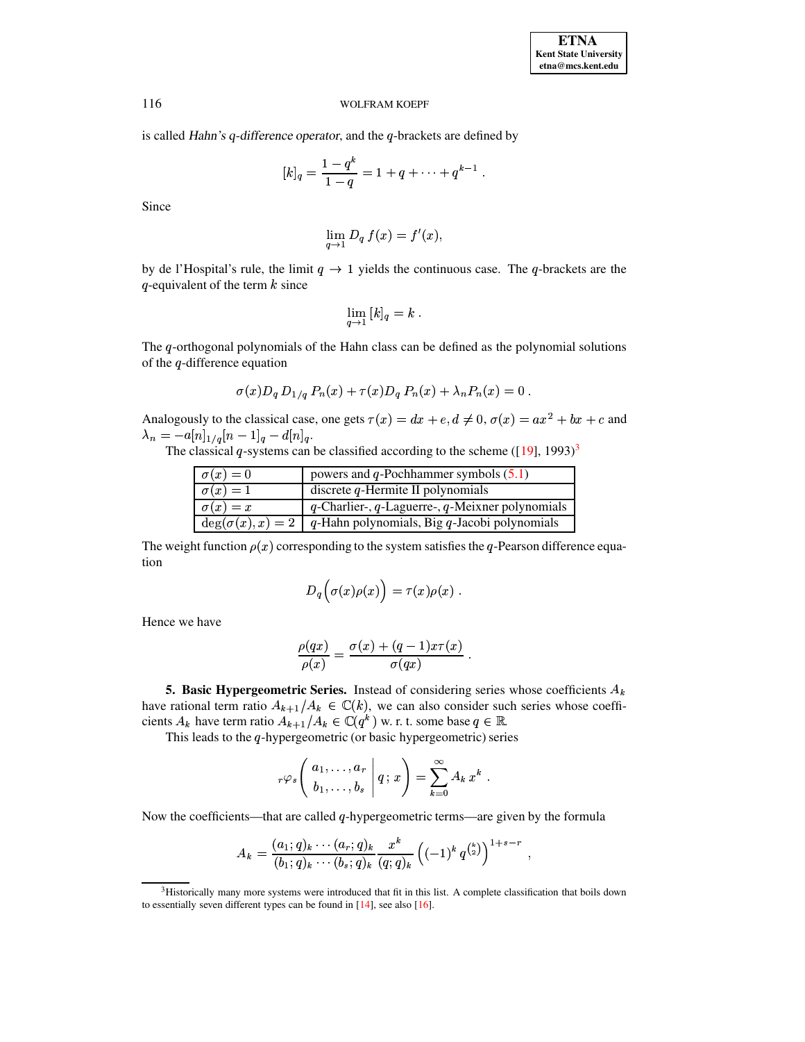is called *Hahn's q-difference operator*, and the $q$-brackets are defined by

$$[k]_q = \frac{1-q^k}{1-q} = 1 + q + \cdots + q^{k-1} \, .$$

Since

$$\lim_{q \to 1} D_q \, f(x) = f'(x),$$

by de l'Hospital's rule, the limit $q \to 1$ yields the continuous case. The $q$-brackets are the $q$-equivalent of the term $k$ since

$$\lim_{q \to 1} \, [k]_q = k \, .$$

The $q$-orthogonal polynomials of the Hahn class can be defined as the polynomial solutions of the $q$-difference equation

$$\sigma(x) D_q \, D_{1/q} \, P_n(x) + \tau(x) D_q \, P_n(x) + \lambda_n P_n(x) = 0 \, .$$

Analogously to the classical case, one gets $\tau(x) = dx + e, d \neq 0, \sigma(x) = ax^2 + bx + c$ and $\lambda_n = -a[n]_{1/q}[n-1]_q - d[n]_q$.

The classical $q$-systems can be classified according to the scheme ([19], 1993)[3]

| $\sigma(x) = 0$ | powers and $q$-Pochhammer symbols (5.1) |
|---|---|
| $\sigma(x) = 1$ | discrete $q$-Hermite II polynomials |
| $\sigma(x) = x$ | $q$-Charlier-, $q$-Laguerre-, $q$-Meixner polynomials |
| $\deg(\sigma(x), x) = 2$ | $q$-Hahn polynomials, Big $q$-Jacobi polynomials |

The weight function $\rho(x)$ corresponding to the system satisfies the $q$-Pearson difference equation

$$D_q \Big( \sigma(x) \rho(x) \Big) = \tau(x) \rho(x) \, .$$

Hence we have

$$\frac{\rho(qx)}{\rho(x)} = \frac{\sigma(x) + (q-1)x\tau(x)}{\sigma(qx)} \, .$$

**5. Basic Hypergeometric Series.** Instead of considering series whose coefficients $A_k$ have rational term ratio $A_{k+1}/A_k \in \mathbb{C}(k)$, we can also consider such series whose coefficients $A_k$ have term ratio $A_{k+1}/A_k \in \mathbb{C}(q^k)$ w. r. t. some base $q \in \mathbb{R}$.

This leads to the $q$-hypergeometric (or basic hypergeometric) series

$${}_r\varphi_s \left( \begin{array}{c} a_1, \ldots, a_r \\ b_1, \ldots, b_s \end{array} \middle| \, q \, ; \, x \right) = \sum_{k=0}^{\infty} A_k \, x^k \, .$$

Now the coefficients—that are called $q$-hypergeometric terms—are given by the formula

$$A_k = \frac{(a_1; q)_k \cdots (a_r; q)_k}{(b_1; q)_k \cdots (b_s; q)_k} \frac{x^k}{(q; q)_k} \left( (-1)^k \, q^{\binom{k}{2}} \right)^{1+s-r} \, ,$$

[3] Historically many more systems were introduced that fit in this list. A complete classification that boils down to essentially seven different types can be found in [14], see also [16].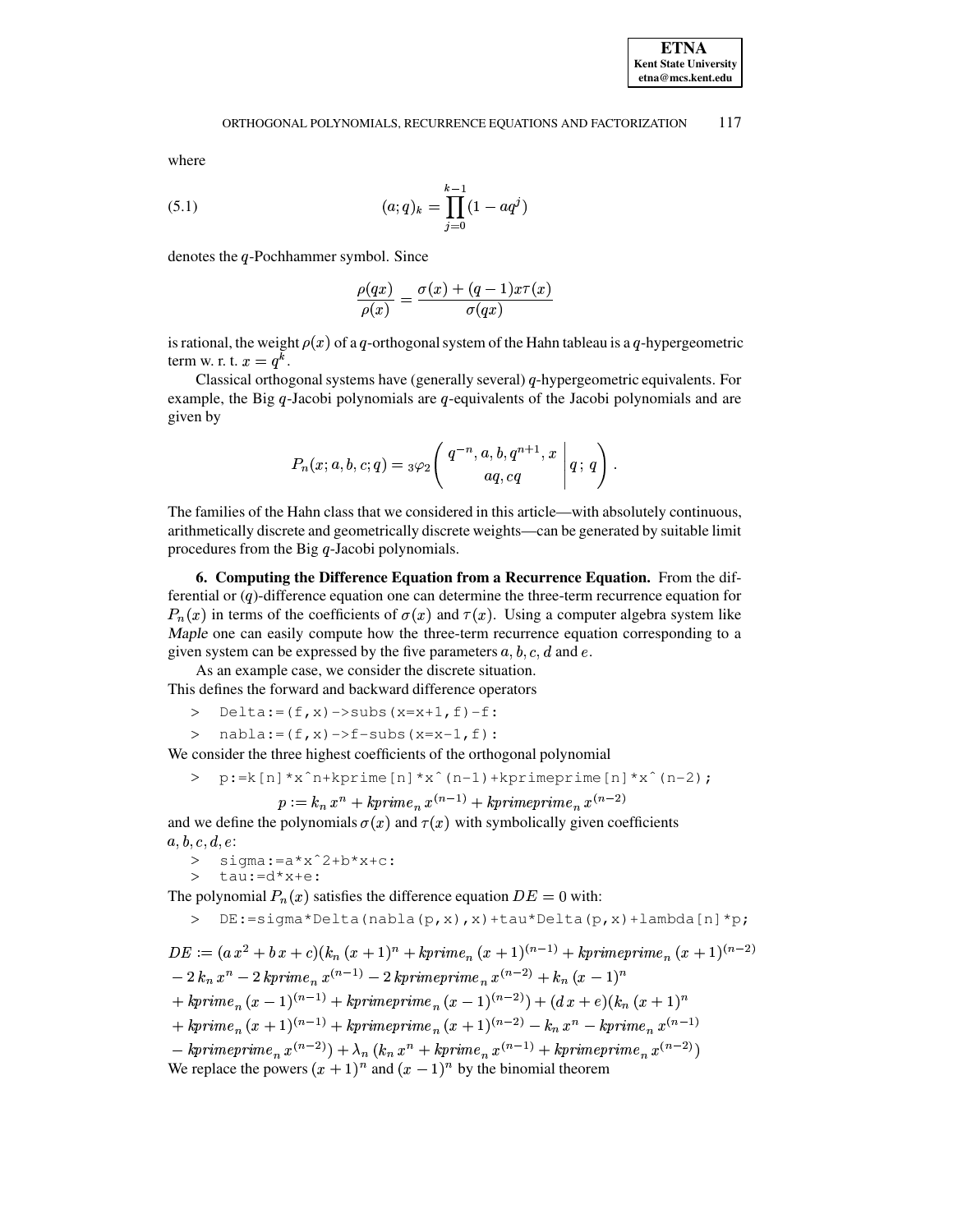where

$$(a;q)_k = \prod_{j=0}^{k-1}(1-aq^j) \tag{5.1}$$

denotes the $q$-Pochhammer symbol. Since

$$\frac{\rho(qx)}{\rho(x)} = \frac{\sigma(x)+(q-1)x\tau(x)}{\sigma(qx)}$$

is rational, the weight $\rho(x)$ of a $q$-orthogonal system of the Hahn tableau is a $q$-hypergeometric term w. r. t. $x = q^k$.

Classical orthogonal systems have (generally several) $q$-hypergeometric equivalents. For example, the Big $q$-Jacobi polynomials are $q$-equivalents of the Jacobi polynomials and are given by

$$P_n(x;a,b,c;q) = {}_3\varphi_2\left(\begin{array}{c} q^{-n}, a, b, q^{n+1}, x \\ aq, cq \end{array} \middle| \, q\,;\, q\right).$$

The families of the Hahn class that we considered in this article—with absolutely continuous, arithmetically discrete and geometrically discrete weights—can be generated by suitable limit procedures from the Big $q$-Jacobi polynomials.

**6. Computing the Difference Equation from a Recurrence Equation.** From the differential or ($q$)-difference equation one can determine the three-term recurrence equation for $P_n(x)$ in terms of the coefficients of $\sigma(x)$ and $\tau(x)$. Using a computer algebra system like *Maple* one can easily compute how the three-term recurrence equation corresponding to a given system can be expressed by the five parameters $a, b, c, d$ and $e$.

As an example case, we consider the discrete situation.

This defines the forward and backward difference operators

```
> Delta:=(f,x)->subs(x=x+1,f)-f:
> nabla:=(f,x)->f-subs(x=x-1,f):
```

We consider the three highest coefficients of the orthogonal polynomial

```
> p:=k[n]*x^n+kprime[n]*x^(n-1)+kprimeprime[n]*x^(n-2);
```

$$p := k_n\, x^n + kprime_n\, x^{(n-1)} + kprimeprime_n\, x^{(n-2)}$$

and we define the polynomials $\sigma(x)$ and $\tau(x)$ with symbolically given coefficients $a, b, c, d, e$:

```
> sigma:=a*x^2+b*x+c:
> tau:=d*x+e:
```

The polynomial $P_n(x)$ satisfies the difference equation $DE = 0$ with:

```
> DE:=sigma*Delta(nabla(p,x),x)+tau*Delta(p,x)+lambda[n]*p;
```

$$\begin{aligned}
DE := {} & (a\,x^2 + b\,x + c)(k_n\,(x+1)^n + kprime_n\,(x+1)^{(n-1)} + kprimeprime_n\,(x+1)^{(n-2)} \\
& - 2\,k_n\,x^n - 2\,kprime_n\,x^{(n-1)} - 2\,kprimeprime_n\,x^{(n-2)} + k_n\,(x-1)^n \\
& + kprime_n\,(x-1)^{(n-1)} + kprimeprime_n\,(x-1)^{(n-2)}) + (d\,x+e)(k_n\,(x+1)^n \\
& + kprime_n\,(x+1)^{(n-1)} + kprimeprime_n\,(x+1)^{(n-2)} - k_n\,x^n - kprime_n\,x^{(n-1)} \\
& - kprimeprime_n\,x^{(n-2)}) + \lambda_n\,(k_n\,x^n + kprime_n\,x^{(n-1)} + kprimeprime_n\,x^{(n-2)})
\end{aligned}$$

We replace the powers $(x+1)^n$ and $(x-1)^n$ by the binomial theorem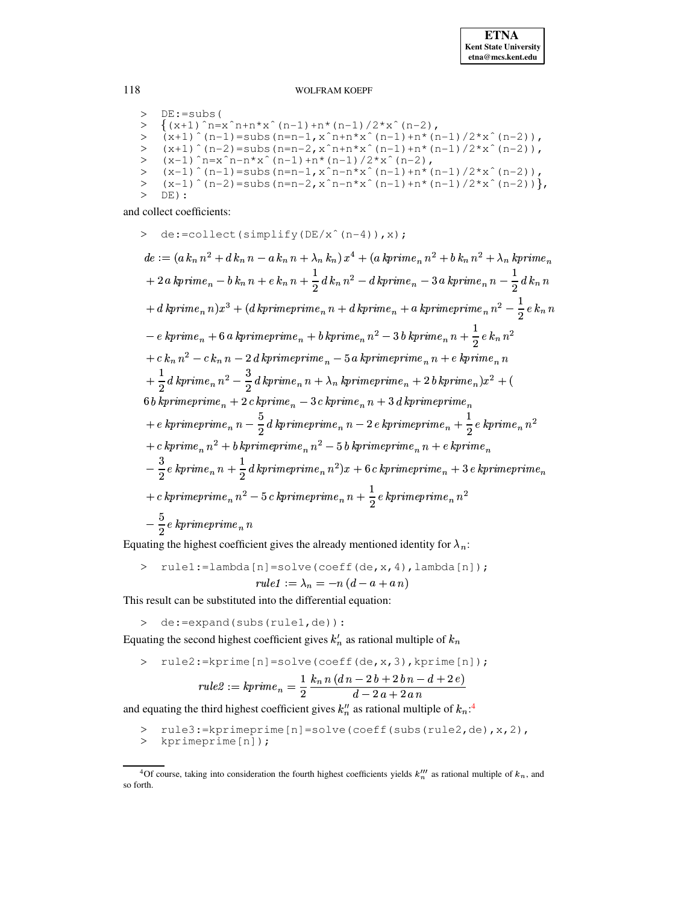```
> DE:=subs(
> {(x+1)^n=x^n+n*x^(n-1)+n*(n-1)/2*x^(n-2),
> (x+1)^(n-1)=subs(n=n-1,x^n+n*x^(n-1)+n*(n-1)/2*x^(n-2)),
> (x+1)^(n-2)=subs(n=n-2,x^n+n*x^(n-1)+n*(n-1)/2*x^(n-2)),
> (x-1)^n=x^n-n*x^(n-1)+n*(n-1)/2*x^(n-2),
> (x-1)^(n-1)=subs(n=n-1,x^n-n*x^(n-1)+n*(n-1)/2*x^(n-2)),
> (x-1)^(n-2)=subs(n=n-2,x^n-n*x^(n-1)+n*(n-1)/2*x^(n-2))},
> DE):
```

and collect coefficients:

```
> de:=collect(simplify(DE/x^(n-4)),x);
```

$$
\begin{aligned}
de :=\ & (a\,k_n\,n^2 + d\,k_n\,n - a\,k_n\,n + \lambda_n\,k_n)\,x^4 + (a\,\mathit{kprime}_n\,n^2 + b\,k_n\,n^2 + \lambda_n\,\mathit{kprime}_n \\
& + 2\,a\,\mathit{kprime}_n - b\,k_n\,n + e\,k_n\,n + \frac{1}{2}\,d\,k_n\,n^2 - d\,\mathit{kprime}_n - 3\,a\,\mathit{kprime}_n\,n - \frac{1}{2}\,d\,k_n\,n \\
& + d\,\mathit{kprime}_n\,n)x^3 + (d\,\mathit{kprimeprime}_n\,n + d\,\mathit{kprime}_n + a\,\mathit{kprimeprime}_n\,n^2 - \frac{1}{2}\,e\,k_n\,n \\
& - e\,\mathit{kprime}_n + 6\,a\,\mathit{kprimeprime}_n + b\,\mathit{kprime}_n\,n^2 - 3\,b\,\mathit{kprime}_n\,n + \frac{1}{2}\,e\,k_n\,n^2 \\
& + c\,k_n\,n^2 - c\,k_n\,n - 2\,d\,\mathit{kprimeprime}_n - 5\,a\,\mathit{kprimeprime}_n\,n + e\,\mathit{kprime}_n\,n \\
& + \frac{1}{2}\,d\,\mathit{kprime}_n\,n^2 - \frac{3}{2}\,d\,\mathit{kprime}_n\,n + \lambda_n\,\mathit{kprimeprime}_n + 2\,b\,\mathit{kprime}_n)x^2 + ( \\
& 6\,b\,\mathit{kprimeprime}_n + 2\,c\,\mathit{kprime}_n - 3\,c\,\mathit{kprime}_n\,n + 3\,d\,\mathit{kprimeprime}_n \\
& + e\,\mathit{kprimeprime}_n\,n - \frac{5}{2}\,d\,\mathit{kprimeprime}_n\,n - 2\,e\,\mathit{kprimeprime}_n + \frac{1}{2}\,e\,\mathit{kprime}_n\,n^2 \\
& + c\,\mathit{kprime}_n\,n^2 + b\,\mathit{kprimeprime}_n\,n^2 - 5\,b\,\mathit{kprimeprime}_n\,n + e\,\mathit{kprime}_n \\
& - \frac{3}{2}\,e\,\mathit{kprime}_n\,n + \frac{1}{2}\,d\,\mathit{kprimeprime}_n\,n^2)x + 6\,c\,\mathit{kprimeprime}_n + 3\,e\,\mathit{kprimeprime}_n \\
& + c\,\mathit{kprimeprime}_n\,n^2 - 5\,c\,\mathit{kprimeprime}_n\,n + \frac{1}{2}\,e\,\mathit{kprimeprime}_n\,n^2 \\
& - \frac{5}{2}\,e\,\mathit{kprimeprime}_n\,n
\end{aligned}
$$

Equating the highest coefficient gives the already mentioned identity for $\lambda_n$:

```
> rule1:=lambda[n]=solve(coeff(de,x,4),lambda[n]);
```

$$\mathit{rule1} := \lambda_n = -n\,(d - a + a\,n)$$

This result can be substituted into the differential equation:

```
> de:=expand(subs(rule1,de)):
```

Equating the second highest coefficient gives $k_n'$ as rational multiple of $k_n$

```
> rule2:=kprime[n]=solve(coeff(de,x,3),kprime[n]);
```

$$\mathit{rule2} := \mathit{kprime}_n = \frac{1}{2}\,\frac{k_n\,n\,(d\,n - 2\,b + 2\,b\,n - d + 2\,e)}{d - 2\,a + 2\,a\,n}$$

and equating the third highest coefficient gives $k_n''$ as rational multiple of $k_n$:[4]

```
> rule3:=kprimeprime[n]=solve(coeff(subs(rule2,de),x,2),
> kprimeprime[n]);
```

[4] Of course, taking into consideration the fourth highest coefficients yields $k_n'''$ as rational multiple of $k_n$, and so forth.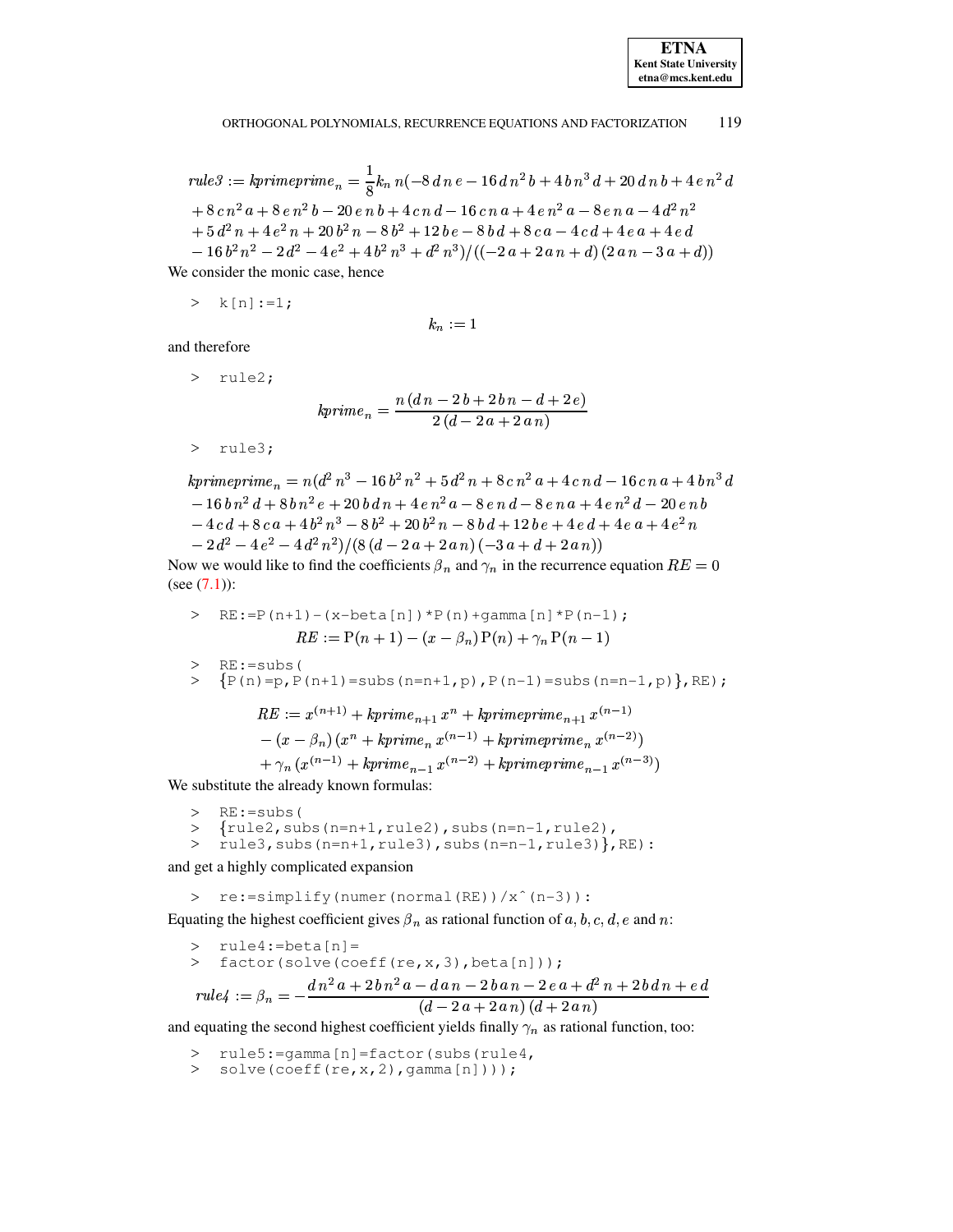$$
\begin{aligned}
rule3 := kprimeprime_n &= \frac{1}{8} k_n\, n(-8\,d\,n\,e - 16\,d\,n^2\,b + 4\,b\,n^3\,d + 20\,d\,n\,b + 4\,e\,n^2\,d \\
&+ 8\,c\,n^2\,a + 8\,e\,n^2\,b - 20\,e\,n\,b + 4\,c\,n\,d - 16\,c\,n\,a + 4\,e\,n^2\,a - 8\,e\,n\,a - 4\,d^2\,n^2 \\
&+ 5\,d^2\,n + 4\,e^2\,n + 20\,b^2\,n - 8\,b^2 + 12\,b\,e - 8\,b\,d + 8\,c\,a - 4\,c\,d + 4\,e\,a + 4\,e\,d \\
&- 16\,b^2\,n^2 - 2\,d^2 - 4\,e^2 + 4\,b^2\,n^3 + d^2\,n^3)/((-2\,a + 2\,a\,n + d)\,(2\,a\,n - 3\,a + d))
\end{aligned}
$$

We consider the monic case, hence

```
> k[n]:=1;
```

$$k_n := 1$$

and therefore

```
> rule2;
```

$$kprime_n = \frac{n\,(d\,n - 2\,b + 2\,b\,n - d + 2\,e)}{2\,(d - 2\,a + 2\,a\,n)}$$

```
> rule3;
```

$$
\begin{aligned}
kprimeprime_n &= n(d^2\,n^3 - 16\,b^2\,n^2 + 5\,d^2\,n + 8\,c\,n^2\,a + 4\,c\,n\,d - 16\,c\,n\,a + 4\,b\,n^3\,d \\
&- 16\,b\,n^2\,d + 8\,b\,n^2\,e + 20\,b\,d\,n + 4\,e\,n^2\,a - 8\,e\,n\,d - 8\,e\,n\,a + 4\,e\,n^2\,d - 20\,e\,n\,b \\
&- 4\,c\,d + 8\,c\,a + 4\,b^2\,n^3 - 8\,b^2 + 20\,b^2\,n - 8\,b\,d + 12\,b\,e + 4\,e\,d + 4\,e\,a + 4\,e^2\,n \\
&- 2\,d^2 - 4\,e^2 - 4\,d^2\,n^2)/(8\,(d - 2\,a + 2\,a\,n)\,(-3\,a + d + 2\,a\,n))
\end{aligned}
$$

Now we would like to find the coefficients $\beta_n$ and $\gamma_n$ in the recurrence equation $RE = 0$ (see (7.1)):

```
> RE:=P(n+1)-(x-beta[n])*P(n)+gamma[n]*P(n-1);
```

$$RE := \mathrm{P}(n+1) - (x - \beta_n)\,\mathrm{P}(n) + \gamma_n\,\mathrm{P}(n-1)$$

```
> RE:=subs(
> {P(n)=p,P(n+1)=subs(n=n+1,p),P(n-1)=subs(n=n-1,p)},RE);
```

$$
\begin{aligned}
RE := {} & x^{(n+1)} + kprime_{n+1}\,x^n + kprimeprime_{n+1}\,x^{(n-1)} \\
& - (x - \beta_n)\,(x^n + kprime_n\,x^{(n-1)} + kprimeprime_n\,x^{(n-2)}) \\
& + \gamma_n\,(x^{(n-1)} + kprime_{n-1}\,x^{(n-2)} + kprimeprime_{n-1}\,x^{(n-3)})
\end{aligned}
$$

We substitute the already known formulas:

```
> RE:=subs(
> {rule2,subs(n=n+1,rule2),subs(n=n-1,rule2),
> rule3,subs(n=n+1,rule3),subs(n=n-1,rule3)},RE):
```

and get a highly complicated expansion

```
> re:=simplify(numer(normal(RE))/x^(n-3)):
```

Equating the highest coefficient gives $\beta_n$ as rational function of $a, b, c, d, e$ and $n$:

```
> rule4:=beta[n]=
> factor(solve(coeff(re,x,3),beta[n]));
```

$$rule4 := \beta_n = -\frac{d\,n^2\,a + 2\,b\,n^2\,a - d\,a\,n - 2\,b\,a\,n - 2\,e\,a + d^2\,n + 2\,b\,d\,n + e\,d}{(d - 2\,a + 2\,a\,n)\,(d + 2\,a\,n)}$$

and equating the second highest coefficient yields finally $\gamma_n$ as rational function, too:

```
> rule5:=gamma[n]=factor(subs(rule4,
> solve(coeff(re,x,2),gamma[n])));
```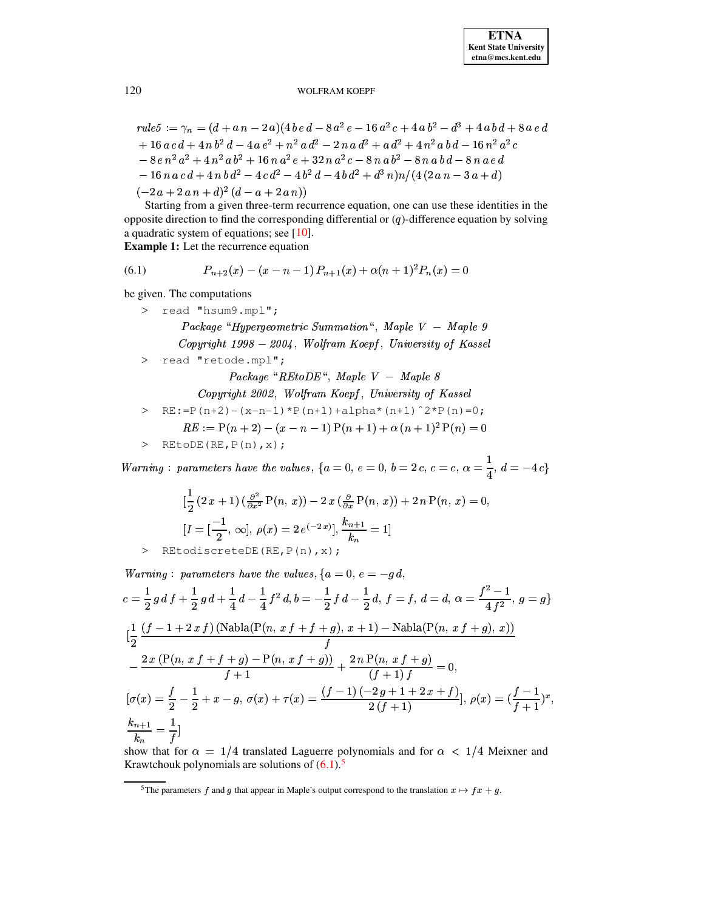$$
\begin{aligned}
rule5 := \gamma_n = &(d + a\,n - 2\,a)(4\,b\,e\,d - 8\,a^2\,e - 16\,a^2\,c + 4\,a\,b^2 - d^3 + 4\,a\,b\,d + 8\,a\,e\,d \\
&+ 16\,a\,c\,d + 4\,n\,b^2\,d - 4\,a\,e^2 + n^2\,a\,d^2 - 2\,n\,a\,d^2 + a\,d^2 + 4\,n^2\,a\,b\,d - 16\,n^2\,a^2\,c \\
&- 8\,e\,n^2\,a^2 + 4\,n^2\,a\,b^2 + 16\,n\,a^2\,e + 32\,n\,a^2\,c - 8\,n\,a\,b^2 - 8\,n\,a\,b\,d - 8\,n\,a\,e\,d \\
&- 16\,n\,a\,c\,d + 4\,n\,b\,d^2 - 4\,c\,d^2 - 4\,b^2\,d - 4\,b\,d^2 + d^3\,n)n/(4\,(2\,a\,n - 3\,a + d) \\
&(-2\,a + 2\,a\,n + d)^2\,(d - a + 2\,a\,n))
\end{aligned}
$$

Starting from a given three-term recurrence equation, one can use these identities in the opposite direction to find the corresponding differential or ($q$)-difference equation by solving a quadratic system of equations; see [10].

**Example 1:** Let the recurrence equation

$$
P_{n+2}(x) - (x - n - 1)\,P_{n+1}(x) + \alpha(n+1)^2 P_n(x) = 0 \tag{6.1}
$$

be given. The computations

```
> read "hsum9.mpl";
```

*Package "Hypergeometric Summation", Maple V – Maple 9*
*Copyright 1998 – 2004, Wolfram Koepf, University of Kassel*

```
> read "retode.mpl";
```

*Package "REtoDE", Maple V – Maple 8*
*Copyright 2002, Wolfram Koepf, University of Kassel*

```
> RE:=P(n+2)-(x-n-1)*P(n+1)+alpha*(n+1)^2*P(n)=0;
```

$$
RE := \mathrm{P}(n+2) - (x - n - 1)\,\mathrm{P}(n+1) + \alpha\,(n+1)^2\,\mathrm{P}(n) = 0
$$

```
> REtoDE(RE,P(n),x);
```

*Warning : parameters have the values*, $\{a = 0,\ e = 0,\ b = 2\,c,\ c = c,\ \alpha = \dfrac{1}{4},\ d = -4\,c\}$

$$
[\frac{1}{2}\,(2\,x+1)\,(\tfrac{\partial^2}{\partial x^2}\,\mathrm{P}(n,\,x)) - 2\,x\,(\tfrac{\partial}{\partial x}\,\mathrm{P}(n,\,x)) + 2\,n\,\mathrm{P}(n,\,x) = 0,
$$

$$
[I = [\frac{-1}{2},\,\infty],\ \rho(x) = 2\,e^{(-2\,x)}],\ \frac{k_{n+1}}{k_n} = 1]
$$

```
> REtodiscreteDE(RE,P(n),x);
```

*Warning : parameters have the values*, $\{a = 0,\ e = -g\,d,$

$$
c = \frac{1}{2}\,g\,d\,f + \frac{1}{2}\,g\,d + \frac{1}{4}\,d - \frac{1}{4}\,f^2\,d,\ b = -\frac{1}{2}\,f\,d - \frac{1}{2}\,d,\ f = f,\ d = d,\ \alpha = \frac{f^2-1}{4\,f^2},\ g = g\}
$$

$$
[\frac{1}{2}\,\frac{(f - 1 + 2\,x\,f)\,(\mathrm{Nabla}(\mathrm{P}(n,\,x\,f+f+g),\,x+1) - \mathrm{Nabla}(\mathrm{P}(n,\,x\,f+g),\,x))}{f}
$$

$$
- \frac{2\,x\,(\mathrm{P}(n,\,x\,f+f+g) - \mathrm{P}(n,\,x\,f+g))}{f+1} + \frac{2\,n\,\mathrm{P}(n,\,x\,f+g)}{(f+1)\,f} = 0,
$$

$$
[\sigma(x) = \frac{f}{2} - \frac{1}{2} + x - g,\ \sigma(x) + \tau(x) = \frac{(f-1)\,(-2\,g + 1 + 2\,x + f)}{2\,(f+1)}],\ \rho(x) = (\frac{f-1}{f+1})^x,
$$

$$
\frac{k_{n+1}}{k_n} = \frac{1}{f}]
$$

show that for $\alpha = 1/4$ translated Laguerre polynomials and for $\alpha < 1/4$ Meixner and Krawtchouk polynomials are solutions of (6.1).[5]

[5] The parameters $f$ and $g$ that appear in Maple's output correspond to the translation $x \mapsto fx + g$.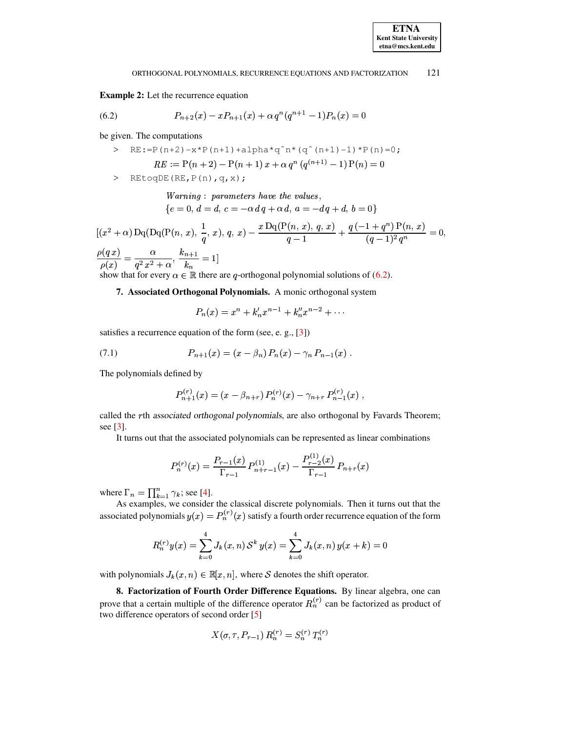**Example 2:** Let the recurrence equation

$$P_{n+2}(x) - x P_{n+1}(x) + \alpha\, q^n (q^{n+1} - 1) P_n(x) = 0 \tag{6.2}$$

be given. The computations

```
> RE:=P(n+2)-x*P(n+1)+alpha*q^n*(q^(n+1)-1)*P(n)=0;
```

$$RE := \mathrm{P}(n+2) - \mathrm{P}(n+1)\,x + \alpha\, q^n\,(q^{(n+1)} - 1)\,\mathrm{P}(n) = 0$$

```
> REtoqDE(RE,P(n),q,x);
```

$$\mathit{Warning}: \ \mathit{parameters\ have\ the\ values},$$
$$\{e = 0,\, d = d,\, c = -\alpha\, d\, q + \alpha\, d,\, a = -d\, q + d,\, b = 0\}$$

$$[(x^2 + \alpha)\,\mathrm{Dq}(\mathrm{Dq}(\mathrm{P}(n,\,x),\,\frac{1}{q},\,x),\,q,\,x) - \frac{x\,\mathrm{Dq}(\mathrm{P}(n,\,x),\,q,\,x)}{q-1} + \frac{q\,(-1+q^n)\,\mathrm{P}(n,\,x)}{(q-1)^2\,q^n} = 0,$$
$$\frac{\rho(q\,x)}{\rho(x)} = \frac{\alpha}{q^2\,x^2 + \alpha},\ \frac{k_{n+1}}{k_n} = 1]$$

show that for every $\alpha \in \mathbb{R}$ there are $q$-orthogonal polynomial solutions of (6.2).

**7. Associated Orthogonal Polynomials.** A monic orthogonal system

$$P_n(x) = x^n + k_n' x^{n-1} + k_n'' x^{n-2} + \cdots$$

satisfies a recurrence equation of the form (see, e. g., [3])

$$P_{n+1}(x) = (x - \beta_n)\, P_n(x) - \gamma_n\, P_{n-1}(x)\ . \tag{7.1}$$

The polynomials defined by

$$P_{n+1}^{(r)}(x) = (x - \beta_{n+r})\, P_n^{(r)}(x) - \gamma_{n+r}\, P_{n-1}^{(r)}(x)\ ,$$

called the $r$th *associated orthogonal polynomials*, are also orthogonal by Favards Theorem; see [3].

It turns out that the associated polynomials can be represented as linear combinations

$$P_n^{(r)}(x) = \frac{P_{r-1}(x)}{\Gamma_{r-1}}\, P_{n+r-1}^{(1)}(x) - \frac{P_{r-2}^{(1)}(x)}{\Gamma_{r-1}}\, P_{n+r}(x)$$

where $\Gamma_n = \prod_{k=1}^n \gamma_k$; see [4].

As examples, we consider the classical discrete polynomials. Then it turns out that the associated polynomials $y(x) = P_n^{(r)}(x)$ satisfy a fourth order recurrence equation of the form

$$R_n^{(r)} y(x) = \sum_{k=0}^{4} J_k(x,n)\, \mathcal{S}^k\, y(x) = \sum_{k=0}^{4} J_k(x,n)\, y(x+k) = 0$$

with polynomials $J_k(x,n) \in \mathbb{R}[x,n]$, where $\mathcal{S}$ denotes the shift operator.

**8. Factorization of Fourth Order Difference Equations.** By linear algebra, one can prove that a certain multiple of the difference operator $R_n^{(r)}$ can be factorized as product of two difference operators of second order [5]

$$X(\sigma, \tau, P_{r-1})\, R_n^{(r)} = S_n^{(r)}\, T_n^{(r)}$$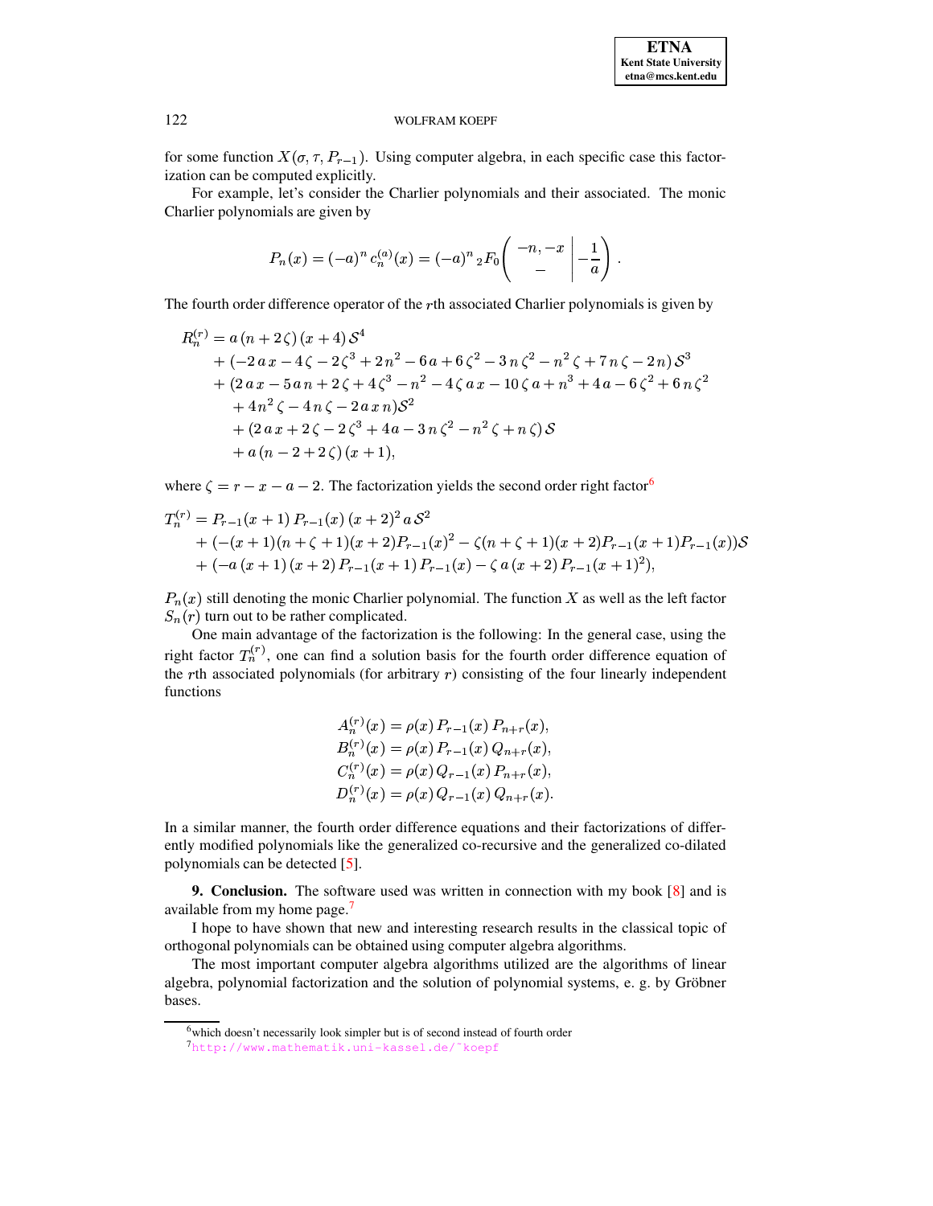for some function $X(\sigma, \tau, P_{r-1})$. Using computer algebra, in each specific case this factorization can be computed explicitly.

For example, let's consider the Charlier polynomials and their associated. The monic Charlier polynomials are given by

$$P_n(x) = (-a)^n \, c_n^{(a)}(x) = (-a)^n \, {}_2F_0\left( \begin{array}{c} -n, -x \\ - \end{array} \middle| -\frac{1}{a} \right).$$

The fourth order difference operator of the $r$th associated Charlier polynomials is given by

$$\begin{aligned}
R_n^{(r)} &= a\,(n+2\,\zeta)\,(x+4)\,\mathcal{S}^4 \\
&\quad + (-2\,a\,x - 4\,\zeta - 2\,\zeta^3 + 2\,n^2 - 6\,a + 6\,\zeta^2 - 3\,n\,\zeta^2 - n^2\,\zeta + 7\,n\,\zeta - 2\,n)\,\mathcal{S}^3 \\
&\quad + (2\,a\,x - 5\,a\,n + 2\,\zeta + 4\,\zeta^3 - n^2 - 4\,\zeta\,a\,x - 10\,\zeta\,a + n^3 + 4\,a - 6\,\zeta^2 + 6\,n\,\zeta^2 \\
&\quad + 4\,n^2\,\zeta - 4\,n\,\zeta - 2\,a\,x\,n)\mathcal{S}^2 \\
&\quad + (2\,a\,x + 2\,\zeta - 2\,\zeta^3 + 4\,a - 3\,n\,\zeta^2 - n^2\,\zeta + n\,\zeta)\,\mathcal{S} \\
&\quad + a\,(n - 2 + 2\,\zeta)\,(x+1),
\end{aligned}$$

where $\zeta = r - x - a - 2$. The factorization yields the second order right factor[6]

$$\begin{aligned}
T_n^{(r)} &= P_{r-1}(x+1)\,P_{r-1}(x)\,(x+2)^2\,a\,\mathcal{S}^2 \\
&\quad + (-(x+1)(n+\zeta+1)(x+2)P_{r-1}(x)^2 - \zeta(n+\zeta+1)(x+2)P_{r-1}(x+1)P_{r-1}(x))\mathcal{S} \\
&\quad + (-a\,(x+1)\,(x+2)\,P_{r-1}(x+1)\,P_{r-1}(x) - \zeta\,a\,(x+2)\,P_{r-1}(x+1)^2),
\end{aligned}$$

$P_n(x)$ still denoting the monic Charlier polynomial. The function $X$ as well as the left factor $S_n(r)$ turn out to be rather complicated.

One main advantage of the factorization is the following: In the general case, using the right factor $T_n^{(r)}$, one can find a solution basis for the fourth order difference equation of the $r$th associated polynomials (for arbitrary $r$) consisting of the four linearly independent functions

$$\begin{aligned}
A_n^{(r)}(x) &= \rho(x)\,P_{r-1}(x)\,P_{n+r}(x), \\
B_n^{(r)}(x) &= \rho(x)\,P_{r-1}(x)\,Q_{n+r}(x), \\
C_n^{(r)}(x) &= \rho(x)\,Q_{r-1}(x)\,P_{n+r}(x), \\
D_n^{(r)}(x) &= \rho(x)\,Q_{r-1}(x)\,Q_{n+r}(x).
\end{aligned}$$

In a similar manner, the fourth order difference equations and their factorizations of differently modified polynomials like the generalized co-recursive and the generalized co-dilated polynomials can be detected [5].

**9. Conclusion.** The software used was written in connection with my book [8] and is available from my home page.[7]

I hope to have shown that new and interesting research results in the classical topic of orthogonal polynomials can be obtained using computer algebra algorithms.

The most important computer algebra algorithms utilized are the algorithms of linear algebra, polynomial factorization and the solution of polynomial systems, e. g. by Gröbner bases.

---

[6] which doesn't necessarily look simpler but is of second instead of fourth order

[7] http://www.mathematik.uni-kassel.de/~koepf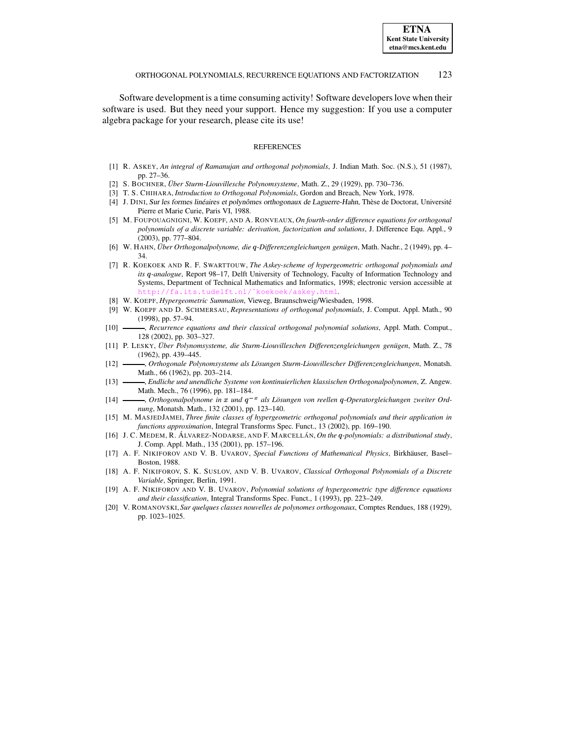Software development is a time consuming activity! Software developers love when their software is used. But they need your support. Hence my suggestion: If you use a computer algebra package for your research, please cite its use!

## REFERENCES

[1] R. ASKEY, *An integral of Ramanujan and orthogonal polynomials*, J. Indian Math. Soc. (N.S.), 51 (1987), pp. 27–36.

[2] S. BOCHNER, *Über Sturm-Liouvillesche Polynomsysteme*, Math. Z., 29 (1929), pp. 730–736.

[3] T. S. CHIHARA, *Introduction to Orthogonal Polynomials*, Gordon and Breach, New York, 1978.

[4] J. DINI, *Sur les formes linéaires et polynômes orthogonaux de Laguerre-Hahn*, Thèse de Doctorat, Université Pierre et Marie Curie, Paris VI, 1988.

[5] M. FOUPOUAGNIGNI, W. KOEPF, AND A. RONVEAUX, *On fourth-order difference equations for orthogonal polynomials of a discrete variable: derivation, factorization and solutions*, J. Difference Equ. Appl., 9 (2003), pp. 777–804.

[6] W. HAHN, *Über Orthogonalpolynome, die $q$-Differenzengleichungen genügen*, Math. Nachr., 2 (1949), pp. 4–34.

[7] R. KOEKOEK AND R. F. SWARTTOUW, *The Askey-scheme of hypergeometric orthogonal polynomials and its $q$-analogue*, Report 98–17, Delft University of Technology, Faculty of Information Technology and Systems, Department of Technical Mathematics and Informatics, 1998; electronic version accessible at http://fa.its.tudelft.nl/~koekoek/askey.html.

[8] W. KOEPF, *Hypergeometric Summation*, Vieweg, Braunschweig/Wiesbaden, 1998.

[9] W. KOEPF AND D. SCHMERSAU, *Representations of orthogonal polynomials*, J. Comput. Appl. Math., 90 (1998), pp. 57–94.

[10] ———, *Recurrence equations and their classical orthogonal polynomial solutions*, Appl. Math. Comput., 128 (2002), pp. 303–327.

[11] P. LESKY, *Über Polynomsysteme, die Sturm-Liouvilleschen Differenzengleichungen genügen*, Math. Z., 78 (1962), pp. 439–445.

[12] ———, *Orthogonale Polynomsysteme als Lösungen Sturm-Liouvillescher Differenzengleichungen*, Monatsh. Math., 66 (1962), pp. 203–214.

[13] ———, *Endliche und unendliche Systeme von kontinuierlichen klassischen Orthogonalpolynomen*, Z. Angew. Math. Mech., 76 (1996), pp. 181–184.

[14] ———, *Orthogonalpolynome in $x$ und $q^{-x}$ als Lösungen von reellen $q$-Operatorgleichungen zweiter Ordnung*, Monatsh. Math., 132 (2001), pp. 123–140.

[15] M. MASJEDJAMEI, *Three finite classes of hypergeometric orthogonal polynomials and their application in functions approximation*, Integral Transforms Spec. Funct., 13 (2002), pp. 169–190.

[16] J. C. MEDEM, R. ÁLVAREZ-NODARSE, AND F. MARCELLÁN, *On the $q$-polynomials: a distributional study*, J. Comp. Appl. Math., 135 (2001), pp. 157–196.

[17] A. F. NIKIFOROV AND V. B. UVAROV, *Special Functions of Mathematical Physics*, Birkhäuser, Basel–Boston, 1988.

[18] A. F. NIKIFOROV, S. K. SUSLOV, AND V. B. UVAROV, *Classical Orthogonal Polynomials of a Discrete Variable*, Springer, Berlin, 1991.

[19] A. F. NIKIFOROV AND V. B. UVAROV, *Polynomial solutions of hypergeometric type difference equations and their classification*, Integral Transforms Spec. Funct., 1 (1993), pp. 223–249.

[20] V. ROMANOVSKI, *Sur quelques classes nouvelles de polynomes orthogonaux*, Comptes Rendues, 188 (1929), pp. 1023–1025.